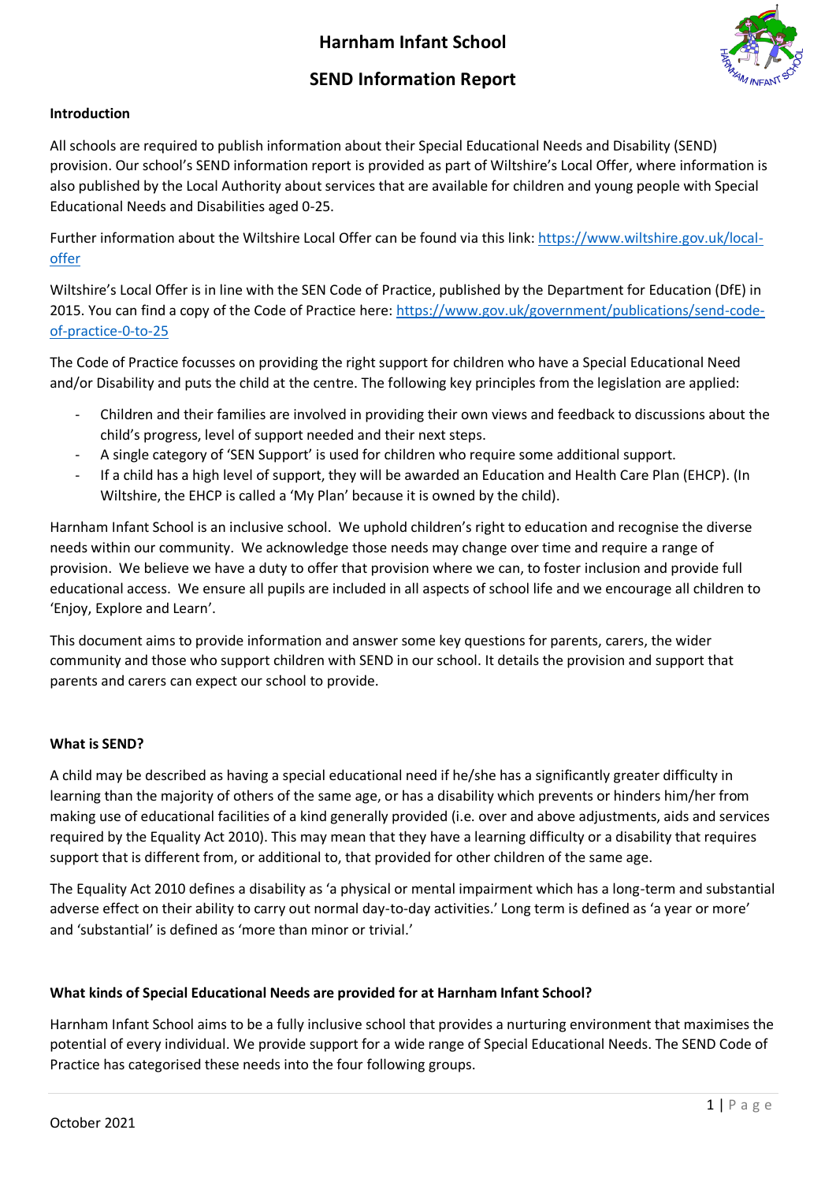# Harnham Infant School

## SEND Information Report

### Introduction

All schools are required to publish information about their Special Educational Needs and Disability (SEND) provision. Our school's SEND information report is provided as part of Wiltshire's Local Offer, where information is also published by the Local Authority about services that are available for children and young people with Special Educational Needs and Disabilities aged 0-25.

Further information about the Wiltshire Local Offer can be found via this link: https://www.wiltshire.gov.uk/local-offer

Wiltshire's Local Offer is in line with the SEN Code of Practice, published by the Department for Education (DfE) in 2015. You can find a copy of the Code of Practice here: https://www.gov.uk/government/publications/send-code-of-practice-0-to-25

The Code of Practice focusses on providing the right support for children who have a Special Educational Need and/or Disability and puts the child at the centre. The following key principles from the legislation are applied:

- Children and their families are involved in providing their own views and feedback to discussions about the child's progress, level of support needed and their next steps.
- A single category of 'SEN Support' is used for children who require some additional support.
- If a child has a high level of support, they will be awarded an Education and Health Care Plan (EHCP). (In Wiltshire, the EHCP is called a 'My Plan' because it is owned by the child).

Harnham Infant School is an inclusive school. We uphold children's right to education and recognise the diverse needs within our community. We acknowledge those needs may change over time and require a range of provision. We believe we have a duty to offer that provision where we can, to foster inclusion and provide full educational access. We ensure all pupils are included in all aspects of school life and we encourage all children to 'Enjoy, Explore and Learn'.

This document aims to provide information and answer some key questions for parents, carers, the wider community and those who support children with SEND in our school. It details the provision and support that parents and carers can expect our school to provide.

### What is SEND?

A child may be described as having a special educational need if he/she has a significantly greater difficulty in learning than the majority of others of the same age, or has a disability which prevents or hinders him/her from making use of educational facilities of a kind generally provided (i.e. over and above adjustments, aids and services required by the Equality Act 2010). This may mean that they have a learning difficulty or a disability that requires support that is different from, or additional to, that provided for other children of the same age.

The Equality Act 2010 defines a disability as 'a physical or mental impairment which has a long-term and substantial adverse effect on their ability to carry out normal day-to-day activities.' Long term is defined as 'a year or more' and 'substantial' is defined as 'more than minor or trivial.'

### What kinds of Special Educational Needs are provided for at Harnham Infant School?

Harnham Infant School aims to be a fully inclusive school that provides a nurturing environment that maximises the potential of every individual. We provide support for a wide range of Special Educational Needs. The SEND Code of Practice has categorised these needs into the four following groups.

October 2021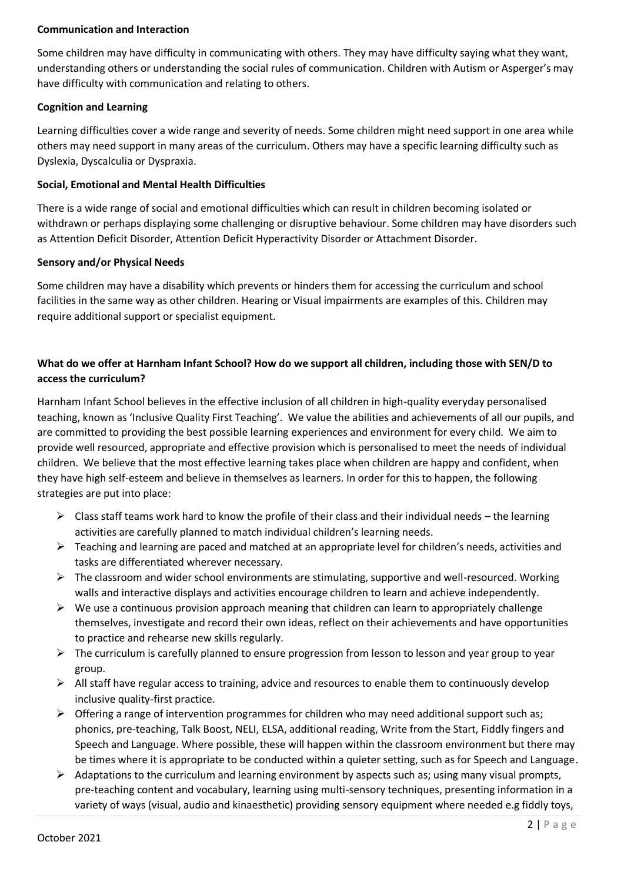**Communication and Interaction**

Some children may have difficulty in communicating with others. They may have difficulty saying what they want, understanding others or understanding the social rules of communication. Children with Autism or Asperger's may have difficulty with communication and relating to others.

**Cognition and Learning**

Learning difficulties cover a wide range and severity of needs. Some children might need support in one area while others may need support in many areas of the curriculum. Others may have a specific learning difficulty such as Dyslexia, Dyscalculia or Dyspraxia.

**Social, Emotional and Mental Health Difficulties**

There is a wide range of social and emotional difficulties which can result in children becoming isolated or withdrawn or perhaps displaying some challenging or disruptive behaviour. Some children may have disorders such as Attention Deficit Disorder, Attention Deficit Hyperactivity Disorder or Attachment Disorder.

**Sensory and/or Physical Needs**

Some children may have a disability which prevents or hinders them for accessing the curriculum and school facilities in the same way as other children. Hearing or Visual impairments are examples of this. Children may require additional support or specialist equipment.

**What do we offer at Harnham Infant School? How do we support all children, including those with SEN/D to access the curriculum?**

Harnham Infant School believes in the effective inclusion of all children in high-quality everyday personalised teaching, known as 'Inclusive Quality First Teaching'. We value the abilities and achievements of all our pupils, and are committed to providing the best possible learning experiences and environment for every child. We aim to provide well resourced, appropriate and effective provision which is personalised to meet the needs of individual children. We believe that the most effective learning takes place when children are happy and confident, when they have high self-esteem and believe in themselves as learners. In order for this to happen, the following strategies are put into place:

- Class staff teams work hard to know the profile of their class and their individual needs – the learning activities are carefully planned to match individual children's learning needs.
- Teaching and learning are paced and matched at an appropriate level for children's needs, activities and tasks are differentiated wherever necessary.
- The classroom and wider school environments are stimulating, supportive and well-resourced. Working walls and interactive displays and activities encourage children to learn and achieve independently.
- We use a continuous provision approach meaning that children can learn to appropriately challenge themselves, investigate and record their own ideas, reflect on their achievements and have opportunities to practice and rehearse new skills regularly.
- The curriculum is carefully planned to ensure progression from lesson to lesson and year group to year group.
- All staff have regular access to training, advice and resources to enable them to continuously develop inclusive quality-first practice.
- Offering a range of intervention programmes for children who may need additional support such as; phonics, pre-teaching, Talk Boost, NELI, ELSA, additional reading, Write from the Start, Fiddly fingers and Speech and Language. Where possible, these will happen within the classroom environment but there may be times where it is appropriate to be conducted within a quieter setting, such as for Speech and Language.
- Adaptations to the curriculum and learning environment by aspects such as; using many visual prompts, pre-teaching content and vocabulary, learning using multi-sensory techniques, presenting information in a variety of ways (visual, audio and kinaesthetic) providing sensory equipment where needed e.g fiddly toys,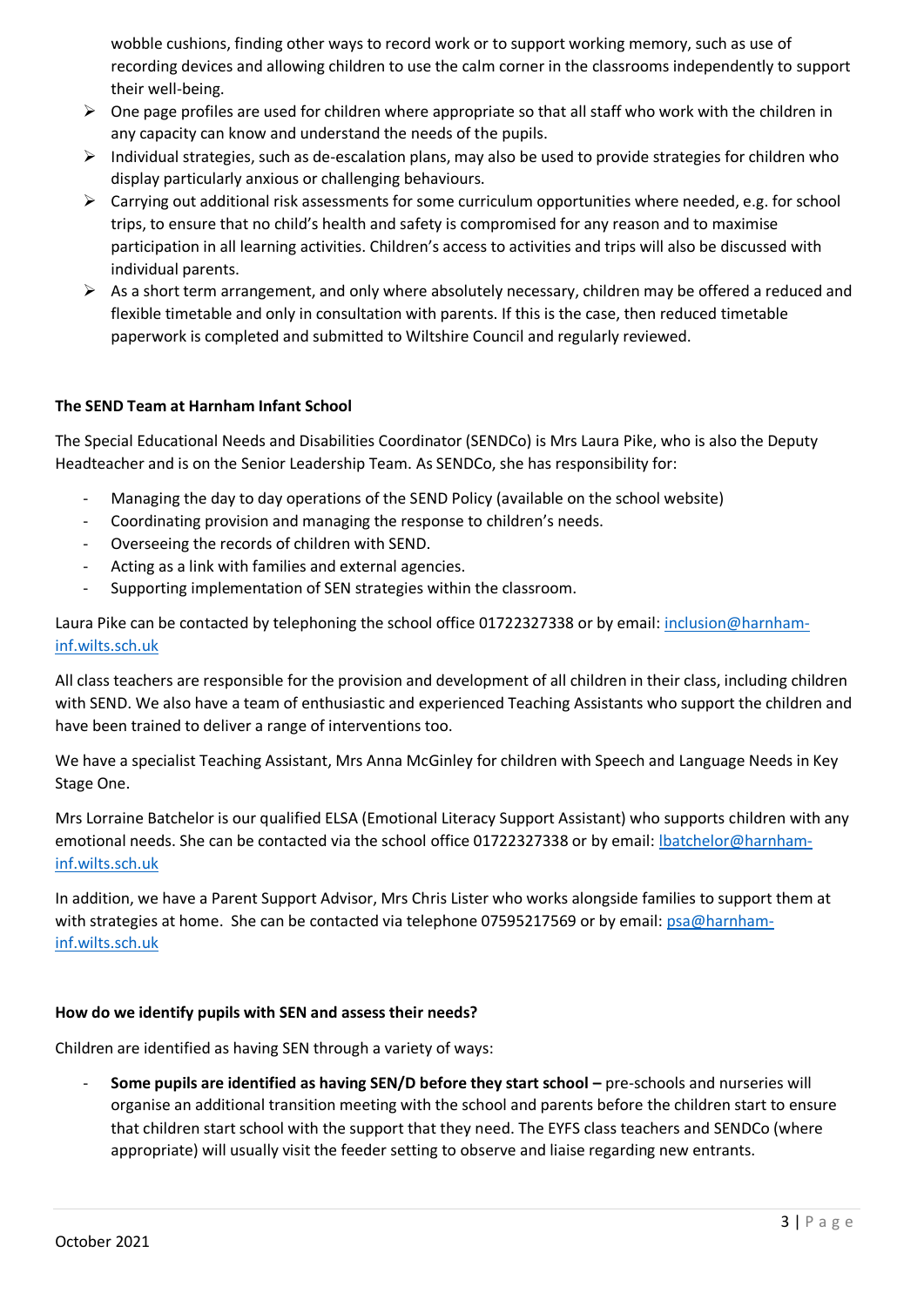wobble cushions, finding other ways to record work or to support working memory, such as use of recording devices and allowing children to use the calm corner in the classrooms independently to support their well-being.

- One page profiles are used for children where appropriate so that all staff who work with the children in any capacity can know and understand the needs of the pupils.
- Individual strategies, such as de-escalation plans, may also be used to provide strategies for children who display particularly anxious or challenging behaviours.
- Carrying out additional risk assessments for some curriculum opportunities where needed, e.g. for school trips, to ensure that no child's health and safety is compromised for any reason and to maximise participation in all learning activities. Children's access to activities and trips will also be discussed with individual parents.
- As a short term arrangement, and only where absolutely necessary, children may be offered a reduced and flexible timetable and only in consultation with parents. If this is the case, then reduced timetable paperwork is completed and submitted to Wiltshire Council and regularly reviewed.

**The SEND Team at Harnham Infant School**

The Special Educational Needs and Disabilities Coordinator (SENDCo) is Mrs Laura Pike, who is also the Deputy Headteacher and is on the Senior Leadership Team. As SENDCo, she has responsibility for:

- Managing the day to day operations of the SEND Policy (available on the school website)
- Coordinating provision and managing the response to children's needs.
- Overseeing the records of children with SEND.
- Acting as a link with families and external agencies.
- Supporting implementation of SEN strategies within the classroom.

Laura Pike can be contacted by telephoning the school office 01722327338 or by email: inclusion@harnham-inf.wilts.sch.uk

All class teachers are responsible for the provision and development of all children in their class, including children with SEND. We also have a team of enthusiastic and experienced Teaching Assistants who support the children and have been trained to deliver a range of interventions too.

We have a specialist Teaching Assistant, Mrs Anna McGinley for children with Speech and Language Needs in Key Stage One.

Mrs Lorraine Batchelor is our qualified ELSA (Emotional Literacy Support Assistant) who supports children with any emotional needs. She can be contacted via the school office 01722327338 or by email: lbatchelor@harnham-inf.wilts.sch.uk

In addition, we have a Parent Support Advisor, Mrs Chris Lister who works alongside families to support them at with strategies at home. She can be contacted via telephone 07595217569 or by email: psa@harnham-inf.wilts.sch.uk

**How do we identify pupils with SEN and assess their needs?**

Children are identified as having SEN through a variety of ways:

- **Some pupils are identified as having SEN/D before they start school –** pre-schools and nurseries will organise an additional transition meeting with the school and parents before the children start to ensure that children start school with the support that they need. The EYFS class teachers and SENDCo (where appropriate) will usually visit the feeder setting to observe and liaise regarding new entrants.

October 2021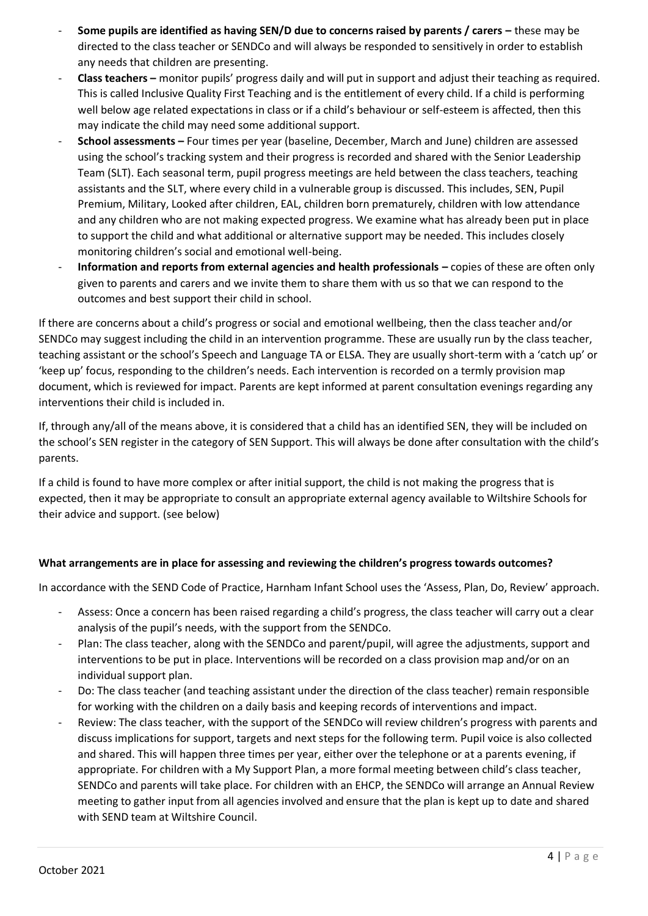- **Some pupils are identified as having SEN/D due to concerns raised by parents / carers –** these may be directed to the class teacher or SENDCo and will always be responded to sensitively in order to establish any needs that children are presenting.
- **Class teachers –** monitor pupils' progress daily and will put in support and adjust their teaching as required. This is called Inclusive Quality First Teaching and is the entitlement of every child. If a child is performing well below age related expectations in class or if a child's behaviour or self-esteem is affected, then this may indicate the child may need some additional support.
- **School assessments –** Four times per year (baseline, December, March and June) children are assessed using the school's tracking system and their progress is recorded and shared with the Senior Leadership Team (SLT). Each seasonal term, pupil progress meetings are held between the class teachers, teaching assistants and the SLT, where every child in a vulnerable group is discussed. This includes, SEN, Pupil Premium, Military, Looked after children, EAL, children born prematurely, children with low attendance and any children who are not making expected progress. We examine what has already been put in place to support the child and what additional or alternative support may be needed. This includes closely monitoring children's social and emotional well-being.
- **Information and reports from external agencies and health professionals –** copies of these are often only given to parents and carers and we invite them to share them with us so that we can respond to the outcomes and best support their child in school.

If there are concerns about a child's progress or social and emotional wellbeing, then the class teacher and/or SENDCo may suggest including the child in an intervention programme. These are usually run by the class teacher, teaching assistant or the school's Speech and Language TA or ELSA. They are usually short-term with a 'catch up' or 'keep up' focus, responding to the children's needs. Each intervention is recorded on a termly provision map document, which is reviewed for impact. Parents are kept informed at parent consultation evenings regarding any interventions their child is included in.

If, through any/all of the means above, it is considered that a child has an identified SEN, they will be included on the school's SEN register in the category of SEN Support. This will always be done after consultation with the child's parents.

If a child is found to have more complex or after initial support, the child is not making the progress that is expected, then it may be appropriate to consult an appropriate external agency available to Wiltshire Schools for their advice and support. (see below)

**What arrangements are in place for assessing and reviewing the children's progress towards outcomes?**

In accordance with the SEND Code of Practice, Harnham Infant School uses the 'Assess, Plan, Do, Review' approach.

- Assess: Once a concern has been raised regarding a child's progress, the class teacher will carry out a clear analysis of the pupil's needs, with the support from the SENDCo.
- Plan: The class teacher, along with the SENDCo and parent/pupil, will agree the adjustments, support and interventions to be put in place. Interventions will be recorded on a class provision map and/or on an individual support plan.
- Do: The class teacher (and teaching assistant under the direction of the class teacher) remain responsible for working with the children on a daily basis and keeping records of interventions and impact.
- Review: The class teacher, with the support of the SENDCo will review children's progress with parents and discuss implications for support, targets and next steps for the following term. Pupil voice is also collected and shared. This will happen three times per year, either over the telephone or at a parents evening, if appropriate. For children with a My Support Plan, a more formal meeting between child's class teacher, SENDCo and parents will take place. For children with an EHCP, the SENDCo will arrange an Annual Review meeting to gather input from all agencies involved and ensure that the plan is kept up to date and shared with SEND team at Wiltshire Council.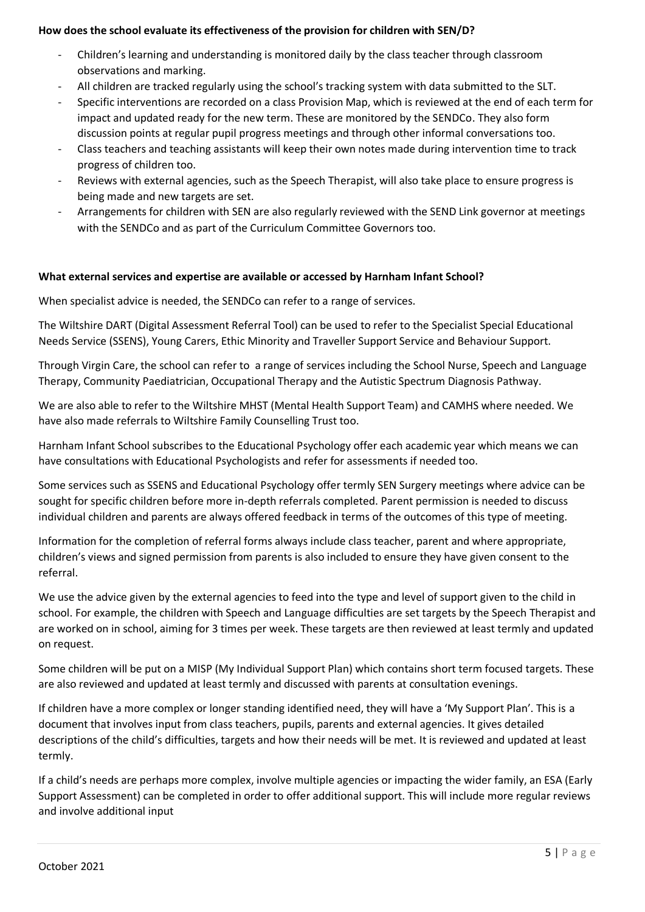**How does the school evaluate its effectiveness of the provision for children with SEN/D?**

- Children's learning and understanding is monitored daily by the class teacher through classroom observations and marking.
- All children are tracked regularly using the school's tracking system with data submitted to the SLT.
- Specific interventions are recorded on a class Provision Map, which is reviewed at the end of each term for impact and updated ready for the new term. These are monitored by the SENDCo. They also form discussion points at regular pupil progress meetings and through other informal conversations too.
- Class teachers and teaching assistants will keep their own notes made during intervention time to track progress of children too.
- Reviews with external agencies, such as the Speech Therapist, will also take place to ensure progress is being made and new targets are set.
- Arrangements for children with SEN are also regularly reviewed with the SEND Link governor at meetings with the SENDCo and as part of the Curriculum Committee Governors too.

**What external services and expertise are available or accessed by Harnham Infant School?**

When specialist advice is needed, the SENDCo can refer to a range of services.

The Wiltshire DART (Digital Assessment Referral Tool) can be used to refer to the Specialist Special Educational Needs Service (SSENS), Young Carers, Ethic Minority and Traveller Support Service and Behaviour Support.

Through Virgin Care, the school can refer to a range of services including the School Nurse, Speech and Language Therapy, Community Paediatrician, Occupational Therapy and the Autistic Spectrum Diagnosis Pathway.

We are also able to refer to the Wiltshire MHST (Mental Health Support Team) and CAMHS where needed. We have also made referrals to Wiltshire Family Counselling Trust too.

Harnham Infant School subscribes to the Educational Psychology offer each academic year which means we can have consultations with Educational Psychologists and refer for assessments if needed too.

Some services such as SSENS and Educational Psychology offer termly SEN Surgery meetings where advice can be sought for specific children before more in-depth referrals completed. Parent permission is needed to discuss individual children and parents are always offered feedback in terms of the outcomes of this type of meeting.

Information for the completion of referral forms always include class teacher, parent and where appropriate, children's views and signed permission from parents is also included to ensure they have given consent to the referral.

We use the advice given by the external agencies to feed into the type and level of support given to the child in school. For example, the children with Speech and Language difficulties are set targets by the Speech Therapist and are worked on in school, aiming for 3 times per week. These targets are then reviewed at least termly and updated on request.

Some children will be put on a MISP (My Individual Support Plan) which contains short term focused targets. These are also reviewed and updated at least termly and discussed with parents at consultation evenings.

If children have a more complex or longer standing identified need, they will have a 'My Support Plan'. This is a document that involves input from class teachers, pupils, parents and external agencies. It gives detailed descriptions of the child's difficulties, targets and how their needs will be met. It is reviewed and updated at least termly.

If a child's needs are perhaps more complex, involve multiple agencies or impacting the wider family, an ESA (Early Support Assessment) can be completed in order to offer additional support. This will include more regular reviews and involve additional input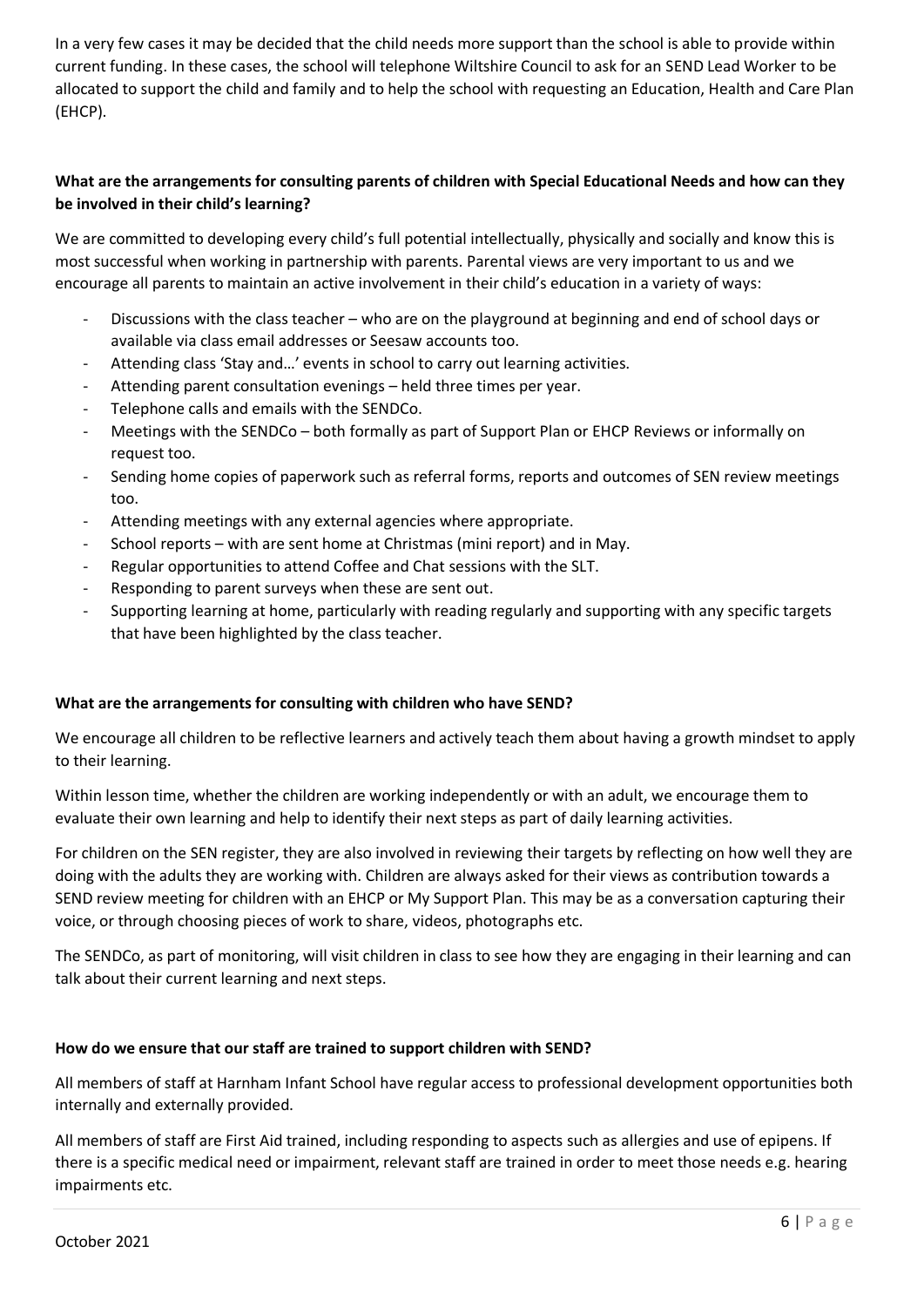In a very few cases it may be decided that the child needs more support than the school is able to provide within current funding. In these cases, the school will telephone Wiltshire Council to ask for an SEND Lead Worker to be allocated to support the child and family and to help the school with requesting an Education, Health and Care Plan (EHCP).

**What are the arrangements for consulting parents of children with Special Educational Needs and how can they be involved in their child's learning?**

We are committed to developing every child's full potential intellectually, physically and socially and know this is most successful when working in partnership with parents. Parental views are very important to us and we encourage all parents to maintain an active involvement in their child's education in a variety of ways:

- Discussions with the class teacher – who are on the playground at beginning and end of school days or available via class email addresses or Seesaw accounts too.
- Attending class 'Stay and…' events in school to carry out learning activities.
- Attending parent consultation evenings – held three times per year.
- Telephone calls and emails with the SENDCo.
- Meetings with the SENDCo – both formally as part of Support Plan or EHCP Reviews or informally on request too.
- Sending home copies of paperwork such as referral forms, reports and outcomes of SEN review meetings too.
- Attending meetings with any external agencies where appropriate.
- School reports – with are sent home at Christmas (mini report) and in May.
- Regular opportunities to attend Coffee and Chat sessions with the SLT.
- Responding to parent surveys when these are sent out.
- Supporting learning at home, particularly with reading regularly and supporting with any specific targets that have been highlighted by the class teacher.

**What are the arrangements for consulting with children who have SEND?**

We encourage all children to be reflective learners and actively teach them about having a growth mindset to apply to their learning.

Within lesson time, whether the children are working independently or with an adult, we encourage them to evaluate their own learning and help to identify their next steps as part of daily learning activities.

For children on the SEN register, they are also involved in reviewing their targets by reflecting on how well they are doing with the adults they are working with. Children are always asked for their views as contribution towards a SEND review meeting for children with an EHCP or My Support Plan. This may be as a conversation capturing their voice, or through choosing pieces of work to share, videos, photographs etc.

The SENDCo, as part of monitoring, will visit children in class to see how they are engaging in their learning and can talk about their current learning and next steps.

**How do we ensure that our staff are trained to support children with SEND?**

All members of staff at Harnham Infant School have regular access to professional development opportunities both internally and externally provided.

All members of staff are First Aid trained, including responding to aspects such as allergies and use of epipens. If there is a specific medical need or impairment, relevant staff are trained in order to meet those needs e.g. hearing impairments etc.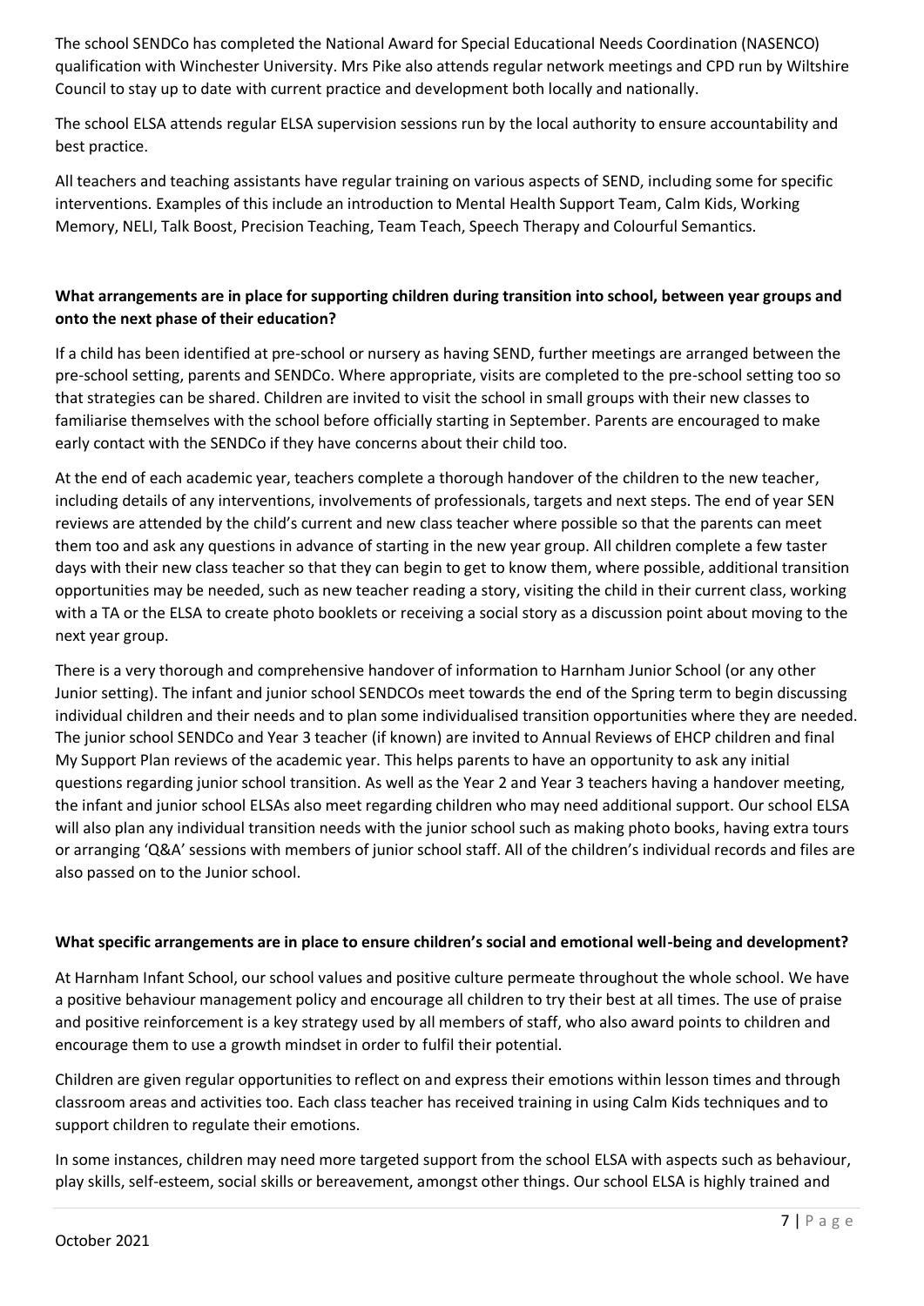The school SENDCo has completed the National Award for Special Educational Needs Coordination (NASENCO) qualification with Winchester University. Mrs Pike also attends regular network meetings and CPD run by Wiltshire Council to stay up to date with current practice and development both locally and nationally.

The school ELSA attends regular ELSA supervision sessions run by the local authority to ensure accountability and best practice.

All teachers and teaching assistants have regular training on various aspects of SEND, including some for specific interventions. Examples of this include an introduction to Mental Health Support Team, Calm Kids, Working Memory, NELI, Talk Boost, Precision Teaching, Team Teach, Speech Therapy and Colourful Semantics.

**What arrangements are in place for supporting children during transition into school, between year groups and onto the next phase of their education?**

If a child has been identified at pre-school or nursery as having SEND, further meetings are arranged between the pre-school setting, parents and SENDCo. Where appropriate, visits are completed to the pre-school setting too so that strategies can be shared. Children are invited to visit the school in small groups with their new classes to familiarise themselves with the school before officially starting in September. Parents are encouraged to make early contact with the SENDCo if they have concerns about their child too.

At the end of each academic year, teachers complete a thorough handover of the children to the new teacher, including details of any interventions, involvements of professionals, targets and next steps. The end of year SEN reviews are attended by the child's current and new class teacher where possible so that the parents can meet them too and ask any questions in advance of starting in the new year group. All children complete a few taster days with their new class teacher so that they can begin to get to know them, where possible, additional transition opportunities may be needed, such as new teacher reading a story, visiting the child in their current class, working with a TA or the ELSA to create photo booklets or receiving a social story as a discussion point about moving to the next year group.

There is a very thorough and comprehensive handover of information to Harnham Junior School (or any other Junior setting). The infant and junior school SENDCOs meet towards the end of the Spring term to begin discussing individual children and their needs and to plan some individualised transition opportunities where they are needed. The junior school SENDCo and Year 3 teacher (if known) are invited to Annual Reviews of EHCP children and final My Support Plan reviews of the academic year. This helps parents to have an opportunity to ask any initial questions regarding junior school transition. As well as the Year 2 and Year 3 teachers having a handover meeting, the infant and junior school ELSAs also meet regarding children who may need additional support. Our school ELSA will also plan any individual transition needs with the junior school such as making photo books, having extra tours or arranging 'Q&A' sessions with members of junior school staff. All of the children's individual records and files are also passed on to the Junior school.

**What specific arrangements are in place to ensure children's social and emotional well-being and development?**

At Harnham Infant School, our school values and positive culture permeate throughout the whole school. We have a positive behaviour management policy and encourage all children to try their best at all times. The use of praise and positive reinforcement is a key strategy used by all members of staff, who also award points to children and encourage them to use a growth mindset in order to fulfil their potential.

Children are given regular opportunities to reflect on and express their emotions within lesson times and through classroom areas and activities too. Each class teacher has received training in using Calm Kids techniques and to support children to regulate their emotions.

In some instances, children may need more targeted support from the school ELSA with aspects such as behaviour, play skills, self-esteem, social skills or bereavement, amongst other things. Our school ELSA is highly trained and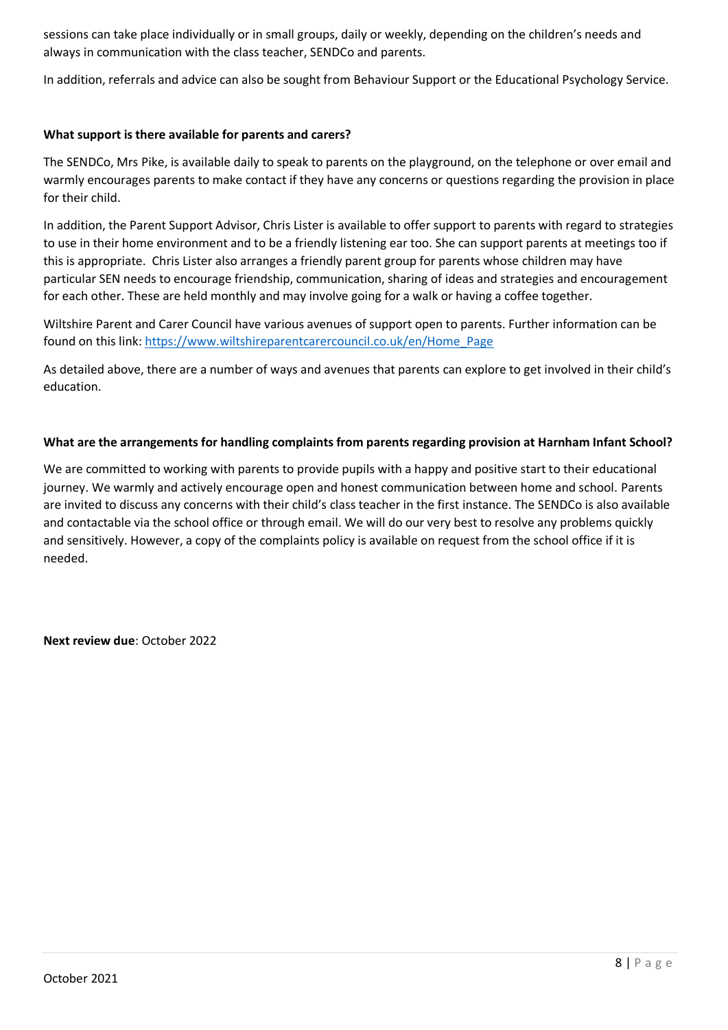sessions can take place individually or in small groups, daily or weekly, depending on the children's needs and always in communication with the class teacher, SENDCo and parents.

In addition, referrals and advice can also be sought from Behaviour Support or the Educational Psychology Service.

**What support is there available for parents and carers?**

The SENDCo, Mrs Pike, is available daily to speak to parents on the playground, on the telephone or over email and warmly encourages parents to make contact if they have any concerns or questions regarding the provision in place for their child.

In addition, the Parent Support Advisor, Chris Lister is available to offer support to parents with regard to strategies to use in their home environment and to be a friendly listening ear too. She can support parents at meetings too if this is appropriate. Chris Lister also arranges a friendly parent group for parents whose children may have particular SEN needs to encourage friendship, communication, sharing of ideas and strategies and encouragement for each other. These are held monthly and may involve going for a walk or having a coffee together.

Wiltshire Parent and Carer Council have various avenues of support open to parents. Further information can be found on this link: [https://www.wiltshireparentcarercouncil.co.uk/en/Home_Page](https://www.wiltshireparentcarercouncil.co.uk/en/Home_Page)

As detailed above, there are a number of ways and avenues that parents can explore to get involved in their child's education.

**What are the arrangements for handling complaints from parents regarding provision at Harnham Infant School?**

We are committed to working with parents to provide pupils with a happy and positive start to their educational journey. We warmly and actively encourage open and honest communication between home and school. Parents are invited to discuss any concerns with their child's class teacher in the first instance. The SENDCo is also available and contactable via the school office or through email. We will do our very best to resolve any problems quickly and sensitively. However, a copy of the complaints policy is available on request from the school office if it is needed.

**Next review due**: October 2022